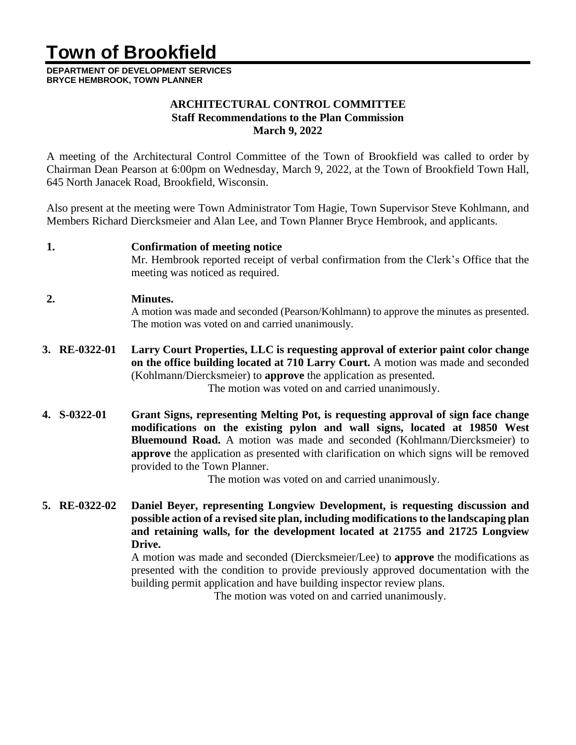# Town of Brookfield

**DEPARTMENT OF DEVELOPMENT SERVICES**
**BRYCE HEMBROOK, TOWN PLANNER**

**ARCHITECTURAL CONTROL COMMITTEE**
**Staff Recommendations to the Plan Commission**
**March 9, 2022**

A meeting of the Architectural Control Committee of the Town of Brookfield was called to order by Chairman Dean Pearson at 6:00pm on Wednesday, March 9, 2022, at the Town of Brookfield Town Hall, 645 North Janacek Road, Brookfield, Wisconsin.

Also present at the meeting were Town Administrator Tom Hagie, Town Supervisor Steve Kohlmann, and Members Richard Diercksmeier and Alan Lee, and Town Planner Bryce Hembrook, and applicants.

**1. Confirmation of meeting notice**
Mr. Hembrook reported receipt of verbal confirmation from the Clerk's Office that the meeting was noticed as required.

**2. Minutes.**
A motion was made and seconded (Pearson/Kohlmann) to approve the minutes as presented. The motion was voted on and carried unanimously.

**3. RE-0322-01 Larry Court Properties, LLC is requesting approval of exterior paint color change on the office building located at 710 Larry Court.** A motion was made and seconded (Kohlmann/Diercksmeier) to **approve** the application as presented.
The motion was voted on and carried unanimously.

**4. S-0322-01 Grant Signs, representing Melting Pot, is requesting approval of sign face change modifications on the existing pylon and wall signs, located at 19850 West Bluemound Road.** A motion was made and seconded (Kohlmann/Diercksmeier) to **approve** the application as presented with clarification on which signs will be removed provided to the Town Planner.
The motion was voted on and carried unanimously.

**5. RE-0322-02 Daniel Beyer, representing Longview Development, is requesting discussion and possible action of a revised site plan, including modifications to the landscaping plan and retaining walls, for the development located at 21755 and 21725 Longview Drive.**
A motion was made and seconded (Diercksmeier/Lee) to **approve** the modifications as presented with the condition to provide previously approved documentation with the building permit application and have building inspector review plans.
The motion was voted on and carried unanimously.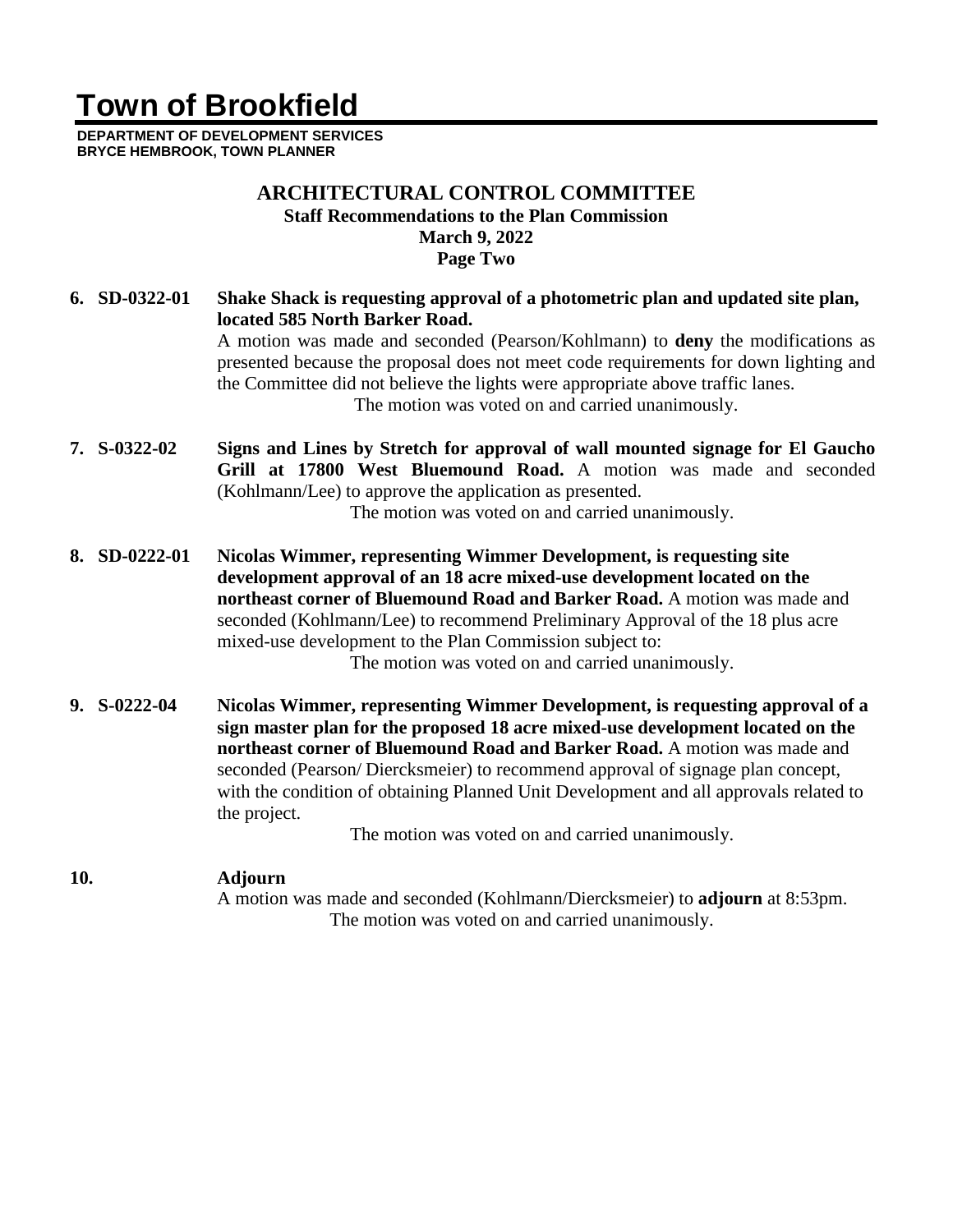# Town of Brookfield

**DEPARTMENT OF DEVELOPMENT SERVICES**
**BRYCE HEMBROOK, TOWN PLANNER**

## ARCHITECTURAL CONTROL COMMITTEE

**Staff Recommendations to the Plan Commission**
**March 9, 2022**
**Page Two**

**6. SD-0322-01** **Shake Shack is requesting approval of a photometric plan and updated site plan, located 585 North Barker Road.**
A motion was made and seconded (Pearson/Kohlmann) to **deny** the modifications as presented because the proposal does not meet code requirements for down lighting and the Committee did not believe the lights were appropriate above traffic lanes.
The motion was voted on and carried unanimously.

**7. S-0322-02** **Signs and Lines by Stretch for approval of wall mounted signage for El Gaucho Grill at 17800 West Bluemound Road.** A motion was made and seconded (Kohlmann/Lee) to approve the application as presented.
The motion was voted on and carried unanimously.

**8. SD-0222-01** **Nicolas Wimmer, representing Wimmer Development, is requesting site development approval of an 18 acre mixed-use development located on the northeast corner of Bluemound Road and Barker Road.** A motion was made and seconded (Kohlmann/Lee) to recommend Preliminary Approval of the 18 plus acre mixed-use development to the Plan Commission subject to:
The motion was voted on and carried unanimously.

**9. S-0222-04** **Nicolas Wimmer, representing Wimmer Development, is requesting approval of a sign master plan for the proposed 18 acre mixed-use development located on the northeast corner of Bluemound Road and Barker Road.** A motion was made and seconded (Pearson/ Diercksmeier) to recommend approval of signage plan concept, with the condition of obtaining Planned Unit Development and all approvals related to the project.
The motion was voted on and carried unanimously.

**10.** **Adjourn**
A motion was made and seconded (Kohlmann/Diercksmeier) to **adjourn** at 8:53pm.
The motion was voted on and carried unanimously.